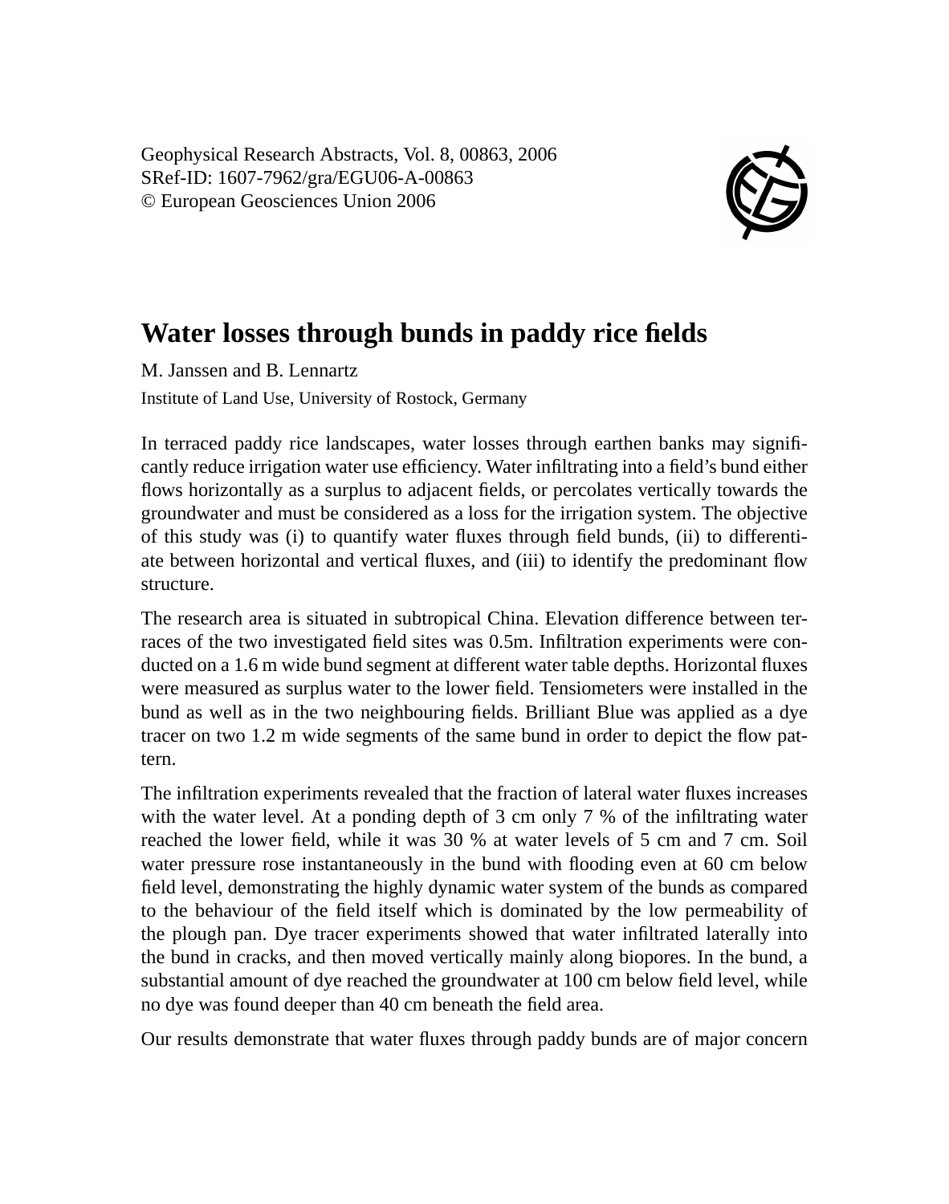Geophysical Research Abstracts, Vol. 8, 00863, 2006
SRef-ID: 1607-7962/gra/EGU06-A-00863
© European Geosciences Union 2006

# Water losses through bunds in paddy rice fields

M. Janssen and B. Lennartz

Institute of Land Use, University of Rostock, Germany

In terraced paddy rice landscapes, water losses through earthen banks may significantly reduce irrigation water use efficiency. Water infiltrating into a field's bund either flows horizontally as a surplus to adjacent fields, or percolates vertically towards the groundwater and must be considered as a loss for the irrigation system. The objective of this study was (i) to quantify water fluxes through field bunds, (ii) to differentiate between horizontal and vertical fluxes, and (iii) to identify the predominant flow structure.

The research area is situated in subtropical China. Elevation difference between terraces of the two investigated field sites was 0.5m. Infiltration experiments were conducted on a 1.6 m wide bund segment at different water table depths. Horizontal fluxes were measured as surplus water to the lower field. Tensiometers were installed in the bund as well as in the two neighbouring fields. Brilliant Blue was applied as a dye tracer on two 1.2 m wide segments of the same bund in order to depict the flow pattern.

The infiltration experiments revealed that the fraction of lateral water fluxes increases with the water level. At a ponding depth of 3 cm only 7 % of the infiltrating water reached the lower field, while it was 30 % at water levels of 5 cm and 7 cm. Soil water pressure rose instantaneously in the bund with flooding even at 60 cm below field level, demonstrating the highly dynamic water system of the bunds as compared to the behaviour of the field itself which is dominated by the low permeability of the plough pan. Dye tracer experiments showed that water infiltrated laterally into the bund in cracks, and then moved vertically mainly along biopores. In the bund, a substantial amount of dye reached the groundwater at 100 cm below field level, while no dye was found deeper than 40 cm beneath the field area.

Our results demonstrate that water fluxes through paddy bunds are of major concern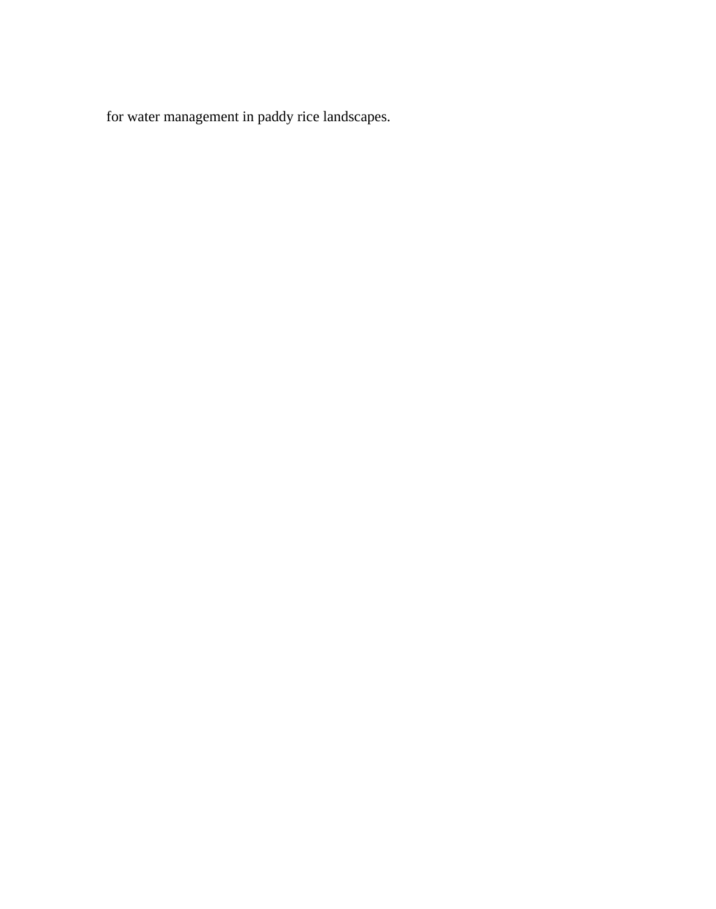for water management in paddy rice landscapes.